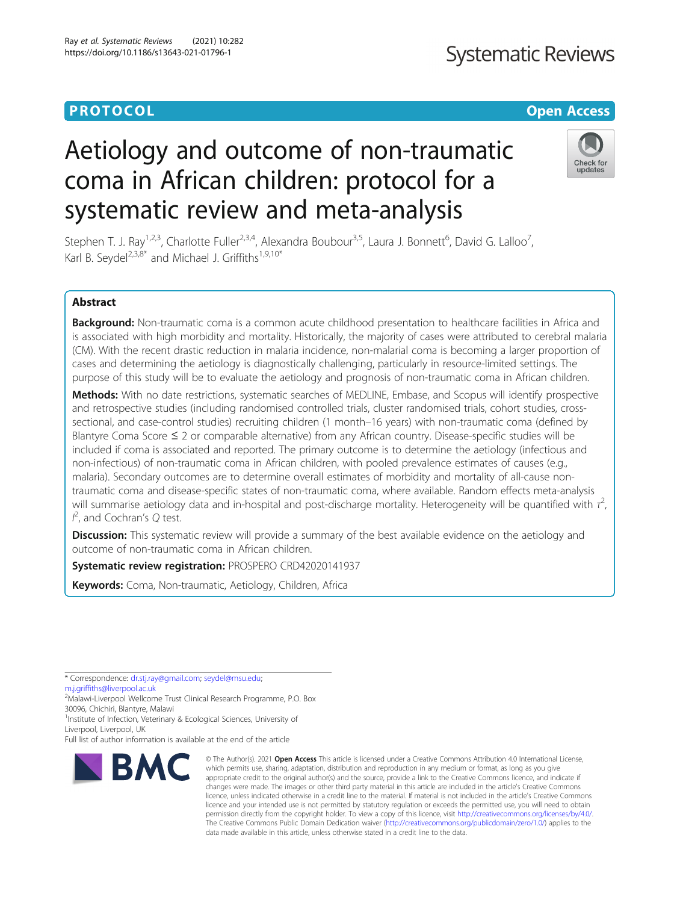PROTOCOL

Open Access

# Aetiology and outcome of non-traumatic coma in African children: protocol for a systematic review and meta-analysis

Stephen T. J. Ray[1,2,3], Charlotte Fuller[2,3,4], Alexandra Boubour[3,5], Laura J. Bonnett[6], David G. Lalloo[7], Karl B. Seydel[2,3,8*] and Michael J. Griffiths[1,9,10*]

## Abstract

**Background:** Non-traumatic coma is a common acute childhood presentation to healthcare facilities in Africa and is associated with high morbidity and mortality. Historically, the majority of cases were attributed to cerebral malaria (CM). With the recent drastic reduction in malaria incidence, non-malarial coma is becoming a larger proportion of cases and determining the aetiology is diagnostically challenging, particularly in resource-limited settings. The purpose of this study will be to evaluate the aetiology and prognosis of non-traumatic coma in African children.

**Methods:** With no date restrictions, systematic searches of MEDLINE, Embase, and Scopus will identify prospective and retrospective studies (including randomised controlled trials, cluster randomised trials, cohort studies, cross-sectional, and case-control studies) recruiting children (1 month–16 years) with non-traumatic coma (defined by Blantyre Coma Score ≤ 2 or comparable alternative) from any African country. Disease-specific studies will be included if coma is associated and reported. The primary outcome is to determine the aetiology (infectious and non-infectious) of non-traumatic coma in African children, with pooled prevalence estimates of causes (e.g., malaria). Secondary outcomes are to determine overall estimates of morbidity and mortality of all-cause non-traumatic coma and disease-specific states of non-traumatic coma, where available. Random effects meta-analysis will summarise aetiology data and in-hospital and post-discharge mortality. Heterogeneity will be quantified with $\tau^2$, $I^2$, and Cochran's $Q$ test.

**Discussion:** This systematic review will provide a summary of the best available evidence on the aetiology and outcome of non-traumatic coma in African children.

**Systematic review registration:** PROSPERO CRD42020141937

**Keywords:** Coma, Non-traumatic, Aetiology, Children, Africa

---

\* Correspondence: dr.stj.ray@gmail.com; seydel@msu.edu; m.j.griffiths@liverpool.ac.uk

[2]Malawi-Liverpool Wellcome Trust Clinical Research Programme, P.O. Box 30096, Chichiri, Blantyre, Malawi

[1]Institute of Infection, Veterinary & Ecological Sciences, University of Liverpool, Liverpool, UK

Full list of author information is available at the end of the article

© The Author(s). 2021 **Open Access** This article is licensed under a Creative Commons Attribution 4.0 International License, which permits use, sharing, adaptation, distribution and reproduction in any medium or format, as long as you give appropriate credit to the original author(s) and the source, provide a link to the Creative Commons licence, and indicate if changes were made. The images or other third party material in this article are included in the article's Creative Commons licence, unless indicated otherwise in a credit line to the material. If material is not included in the article's Creative Commons licence and your intended use is not permitted by statutory regulation or exceeds the permitted use, you will need to obtain permission directly from the copyright holder. To view a copy of this licence, visit http://creativecommons.org/licenses/by/4.0/. The Creative Commons Public Domain Dedication waiver (http://creativecommons.org/publicdomain/zero/1.0/) applies to the data made available in this article, unless otherwise stated in a credit line to the data.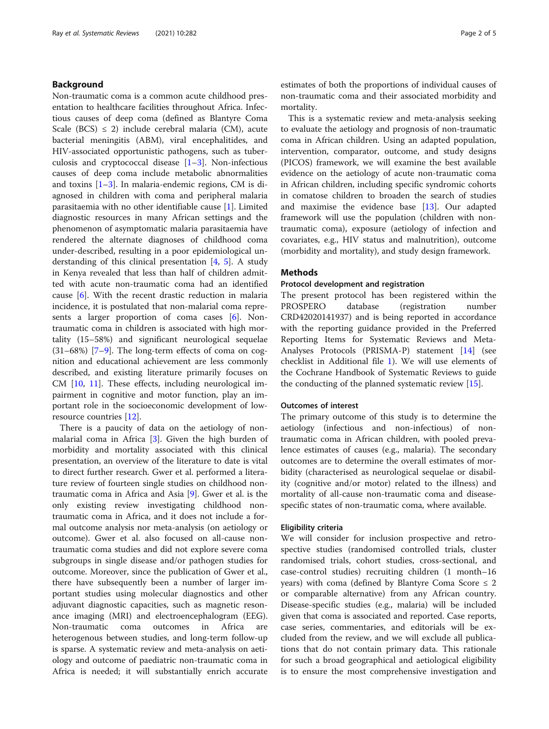## Background

Non-traumatic coma is a common acute childhood presentation to healthcare facilities throughout Africa. Infectious causes of deep coma (defined as Blantyre Coma Scale (BCS) ≤ 2) include cerebral malaria (CM), acute bacterial meningitis (ABM), viral encephalitides, and HIV-associated opportunistic pathogens, such as tuberculosis and cryptococcal disease [1–3]. Non-infectious causes of deep coma include metabolic abnormalities and toxins [1–3]. In malaria-endemic regions, CM is diagnosed in children with coma and peripheral malaria parasitaemia with no other identifiable cause [1]. Limited diagnostic resources in many African settings and the phenomenon of asymptomatic malaria parasitaemia have rendered the alternate diagnoses of childhood coma under-described, resulting in a poor epidemiological understanding of this clinical presentation [4, 5]. A study in Kenya revealed that less than half of children admitted with acute non-traumatic coma had an identified cause [6]. With the recent drastic reduction in malaria incidence, it is postulated that non-malarial coma represents a larger proportion of coma cases [6]. Non-traumatic coma in children is associated with high mortality (15–58%) and significant neurological sequelae (31–68%) [7–9]. The long-term effects of coma on cognition and educational achievement are less commonly described, and existing literature primarily focuses on CM [10, 11]. These effects, including neurological impairment in cognitive and motor function, play an important role in the socioeconomic development of low-resource countries [12].

There is a paucity of data on the aetiology of non-malarial coma in Africa [3]. Given the high burden of morbidity and mortality associated with this clinical presentation, an overview of the literature to date is vital to direct further research. Gwer et al. performed a literature review of fourteen single studies on childhood non-traumatic coma in Africa and Asia [9]. Gwer et al. is the only existing review investigating childhood non-traumatic coma in Africa, and it does not include a formal outcome analysis nor meta-analysis (on aetiology or outcome). Gwer et al. also focused on all-cause non-traumatic coma studies and did not explore severe coma subgroups in single disease and/or pathogen studies for outcome. Moreover, since the publication of Gwer et al., there have subsequently been a number of larger important studies using molecular diagnostics and other adjuvant diagnostic capacities, such as magnetic resonance imaging (MRI) and electroencephalogram (EEG). Non-traumatic coma outcomes in Africa are heterogenous between studies, and long-term follow-up is sparse. A systematic review and meta-analysis on aetiology and outcome of paediatric non-traumatic coma in Africa is needed; it will substantially enrich accurate estimates of both the proportions of individual causes of non-traumatic coma and their associated morbidity and mortality.

This is a systematic review and meta-analysis seeking to evaluate the aetiology and prognosis of non-traumatic coma in African children. Using an adapted population, intervention, comparator, outcome, and study designs (PICOS) framework, we will examine the best available evidence on the aetiology of acute non-traumatic coma in African children, including specific syndromic cohorts in comatose children to broaden the search of studies and maximise the evidence base [13]. Our adapted framework will use the population (children with non-traumatic coma), exposure (aetiology of infection and covariates, e.g., HIV status and malnutrition), outcome (morbidity and mortality), and study design framework.

## Methods

### Protocol development and registration

The present protocol has been registered within the PROSPERO database (registration number CRD42020141937) and is being reported in accordance with the reporting guidance provided in the Preferred Reporting Items for Systematic Reviews and Meta-Analyses Protocols (PRISMA-P) statement [14] (see checklist in Additional file 1). We will use elements of the Cochrane Handbook of Systematic Reviews to guide the conducting of the planned systematic review [15].

### Outcomes of interest

The primary outcome of this study is to determine the aetiology (infectious and non-infectious) of non-traumatic coma in African children, with pooled prevalence estimates of causes (e.g., malaria). The secondary outcomes are to determine the overall estimates of morbidity (characterised as neurological sequelae or disability (cognitive and/or motor) related to the illness) and mortality of all-cause non-traumatic coma and disease-specific states of non-traumatic coma, where available.

### Eligibility criteria

We will consider for inclusion prospective and retrospective studies (randomised controlled trials, cluster randomised trials, cohort studies, cross-sectional, and case-control studies) recruiting children (1 month–16 years) with coma (defined by Blantyre Coma Score ≤ 2 or comparable alternative) from any African country. Disease-specific studies (e.g., malaria) will be included given that coma is associated and reported. Case reports, case series, commentaries, and editorials will be excluded from the review, and we will exclude all publications that do not contain primary data. This rationale for such a broad geographical and aetiological eligibility is to ensure the most comprehensive investigation and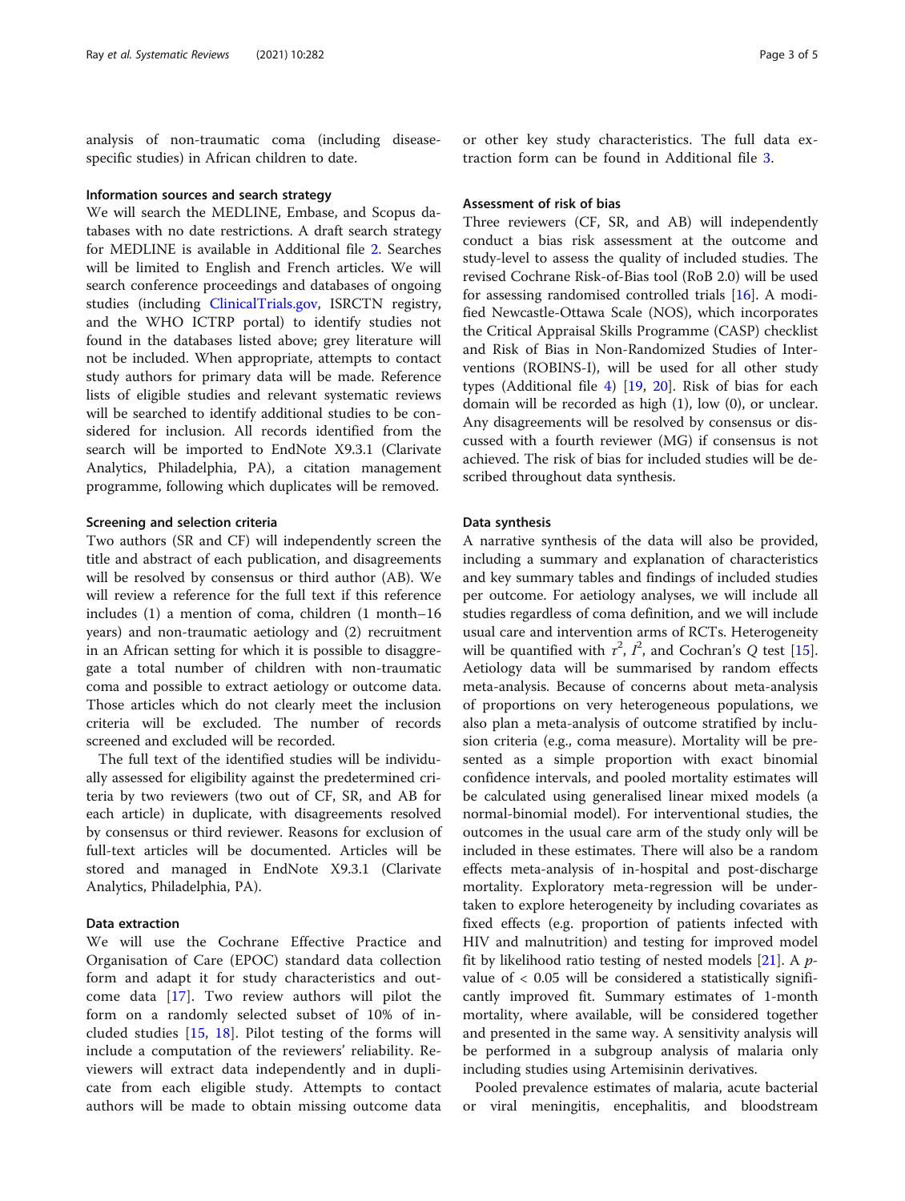analysis of non-traumatic coma (including disease-specific studies) in African children to date.

### Information sources and search strategy

We will search the MEDLINE, Embase, and Scopus databases with no date restrictions. A draft search strategy for MEDLINE is available in Additional file 2. Searches will be limited to English and French articles. We will search conference proceedings and databases of ongoing studies (including ClinicalTrials.gov, ISRCTN registry, and the WHO ICTRP portal) to identify studies not found in the databases listed above; grey literature will not be included. When appropriate, attempts to contact study authors for primary data will be made. Reference lists of eligible studies and relevant systematic reviews will be searched to identify additional studies to be considered for inclusion. All records identified from the search will be imported to EndNote X9.3.1 (Clarivate Analytics, Philadelphia, PA), a citation management programme, following which duplicates will be removed.

### Screening and selection criteria

Two authors (SR and CF) will independently screen the title and abstract of each publication, and disagreements will be resolved by consensus or third author (AB). We will review a reference for the full text if this reference includes (1) a mention of coma, children (1 month–16 years) and non-traumatic aetiology and (2) recruitment in an African setting for which it is possible to disaggregate a total number of children with non-traumatic coma and possible to extract aetiology or outcome data. Those articles which do not clearly meet the inclusion criteria will be excluded. The number of records screened and excluded will be recorded.

The full text of the identified studies will be individually assessed for eligibility against the predetermined criteria by two reviewers (two out of CF, SR, and AB for each article) in duplicate, with disagreements resolved by consensus or third reviewer. Reasons for exclusion of full-text articles will be documented. Articles will be stored and managed in EndNote X9.3.1 (Clarivate Analytics, Philadelphia, PA).

### Data extraction

We will use the Cochrane Effective Practice and Organisation of Care (EPOC) standard data collection form and adapt it for study characteristics and outcome data [17]. Two review authors will pilot the form on a randomly selected subset of 10% of included studies [15, 18]. Pilot testing of the forms will include a computation of the reviewers' reliability. Reviewers will extract data independently and in duplicate from each eligible study. Attempts to contact authors will be made to obtain missing outcome data or other key study characteristics. The full data extraction form can be found in Additional file 3.

### Assessment of risk of bias

Three reviewers (CF, SR, and AB) will independently conduct a bias risk assessment at the outcome and study-level to assess the quality of included studies. The revised Cochrane Risk-of-Bias tool (RoB 2.0) will be used for assessing randomised controlled trials [16]. A modified Newcastle-Ottawa Scale (NOS), which incorporates the Critical Appraisal Skills Programme (CASP) checklist and Risk of Bias in Non-Randomized Studies of Interventions (ROBINS-I), will be used for all other study types (Additional file 4) [19, 20]. Risk of bias for each domain will be recorded as high (1), low (0), or unclear. Any disagreements will be resolved by consensus or discussed with a fourth reviewer (MG) if consensus is not achieved. The risk of bias for included studies will be described throughout data synthesis.

### Data synthesis

A narrative synthesis of the data will also be provided, including a summary and explanation of characteristics and key summary tables and findings of included studies per outcome. For aetiology analyses, we will include all studies regardless of coma definition, and we will include usual care and intervention arms of RCTs. Heterogeneity will be quantified with $\tau^2$, $I^2$, and Cochran's $Q$ test [15]. Aetiology data will be summarised by random effects meta-analysis. Because of concerns about meta-analysis of proportions on very heterogeneous populations, we also plan a meta-analysis of outcome stratified by inclusion criteria (e.g., coma measure). Mortality will be presented as a simple proportion with exact binomial confidence intervals, and pooled mortality estimates will be calculated using generalised linear mixed models (a normal-binomial model). For interventional studies, the outcomes in the usual care arm of the study only will be included in these estimates. There will also be a random effects meta-analysis of in-hospital and post-discharge mortality. Exploratory meta-regression will be undertaken to explore heterogeneity by including covariates as fixed effects (e.g. proportion of patients infected with HIV and malnutrition) and testing for improved model fit by likelihood ratio testing of nested models [21]. A $p$-value of $< 0.05$ will be considered a statistically significantly improved fit. Summary estimates of 1-month mortality, where available, will be considered together and presented in the same way. A sensitivity analysis will be performed in a subgroup analysis of malaria only including studies using Artemisinin derivatives.

Pooled prevalence estimates of malaria, acute bacterial or viral meningitis, encephalitis, and bloodstream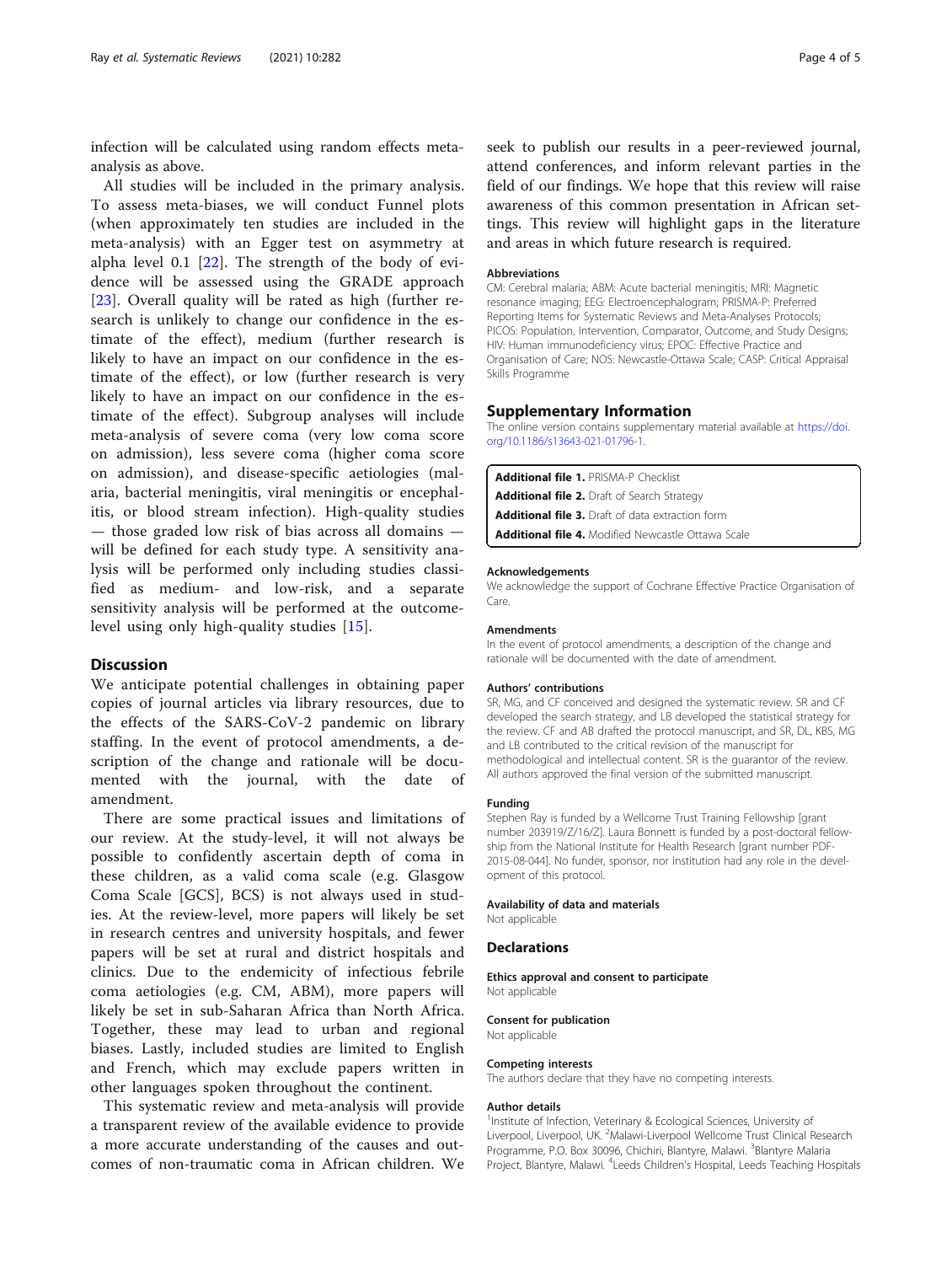infection will be calculated using random effects meta-analysis as above.

All studies will be included in the primary analysis. To assess meta-biases, we will conduct Funnel plots (when approximately ten studies are included in the meta-analysis) with an Egger test on asymmetry at alpha level 0.1 [22]. The strength of the body of evidence will be assessed using the GRADE approach [23]. Overall quality will be rated as high (further research is unlikely to change our confidence in the estimate of the effect), medium (further research is likely to have an impact on our confidence in the estimate of the effect), or low (further research is very likely to have an impact on our confidence in the estimate of the effect). Subgroup analyses will include meta-analysis of severe coma (very low coma score on admission), less severe coma (higher coma score on admission), and disease-specific aetiologies (malaria, bacterial meningitis, viral meningitis or encephalitis, or blood stream infection). High-quality studies — those graded low risk of bias across all domains — will be defined for each study type. A sensitivity analysis will be performed only including studies classified as medium- and low-risk, and a separate sensitivity analysis will be performed at the outcome-level using only high-quality studies [15].

## Discussion

We anticipate potential challenges in obtaining paper copies of journal articles via library resources, due to the effects of the SARS-CoV-2 pandemic on library staffing. In the event of protocol amendments, a description of the change and rationale will be documented with the journal, with the date of amendment.

There are some practical issues and limitations of our review. At the study-level, it will not always be possible to confidently ascertain depth of coma in these children, as a valid coma scale (e.g. Glasgow Coma Scale [GCS], BCS) is not always used in studies. At the review-level, more papers will likely be set in research centres and university hospitals, and fewer papers will be set at rural and district hospitals and clinics. Due to the endemicity of infectious febrile coma aetiologies (e.g. CM, ABM), more papers will likely be set in sub-Saharan Africa than North Africa. Together, these may lead to urban and regional biases. Lastly, included studies are limited to English and French, which may exclude papers written in other languages spoken throughout the continent.

This systematic review and meta-analysis will provide a transparent review of the available evidence to provide a more accurate understanding of the causes and outcomes of non-traumatic coma in African children. We seek to publish our results in a peer-reviewed journal, attend conferences, and inform relevant parties in the field of our findings. We hope that this review will raise awareness of this common presentation in African settings. This review will highlight gaps in the literature and areas in which future research is required.

#### Abbreviations

CM: Cerebral malaria; ABM: Acute bacterial meningitis; MRI: Magnetic resonance imaging; EEG: Electroencephalogram; PRISMA-P: Preferred Reporting Items for Systematic Reviews and Meta-Analyses Protocols; PICOS: Population, Intervention, Comparator, Outcome, and Study Designs; HIV: Human immunodeficiency virus; EPOC: Effective Practice and Organisation of Care; NOS: Newcastle-Ottawa Scale; CASP: Critical Appraisal Skills Programme

## Supplementary Information

The online version contains supplementary material available at https://doi.org/10.1186/s13643-021-01796-1.

**Additional file 1.** PRISMA-P Checklist
**Additional file 2.** Draft of Search Strategy
**Additional file 3.** Draft of data extraction form
**Additional file 4.** Modified Newcastle Ottawa Scale

#### Acknowledgements

We acknowledge the support of Cochrane Effective Practice Organisation of Care.

#### Amendments

In the event of protocol amendments, a description of the change and rationale will be documented with the date of amendment.

#### Authors' contributions

SR, MG, and CF conceived and designed the systematic review. SR and CF developed the search strategy, and LB developed the statistical strategy for the review. CF and AB drafted the protocol manuscript, and SR, DL, KBS, MG and LB contributed to the critical revision of the manuscript for methodological and intellectual content. SR is the guarantor of the review. All authors approved the final version of the submitted manuscript.

#### Funding

Stephen Ray is funded by a Wellcome Trust Training Fellowship [grant number 203919/Z/16/Z]. Laura Bonnett is funded by a post-doctoral fellowship from the National Institute for Health Research [grant number PDF-2015-08-044]. No funder, sponsor, nor institution had any role in the development of this protocol.

#### Availability of data and materials

Not applicable

## Declarations

#### Ethics approval and consent to participate

Not applicable

#### Consent for publication

Not applicable

#### Competing interests

The authors declare that they have no competing interests.

#### Author details

[1]Institute of Infection, Veterinary & Ecological Sciences, University of Liverpool, Liverpool, UK. [2]Malawi-Liverpool Wellcome Trust Clinical Research Programme, P.O. Box 30096, Chichiri, Blantyre, Malawi. [3]Blantyre Malaria Project, Blantyre, Malawi. [4]Leeds Children's Hospital, Leeds Teaching Hospitals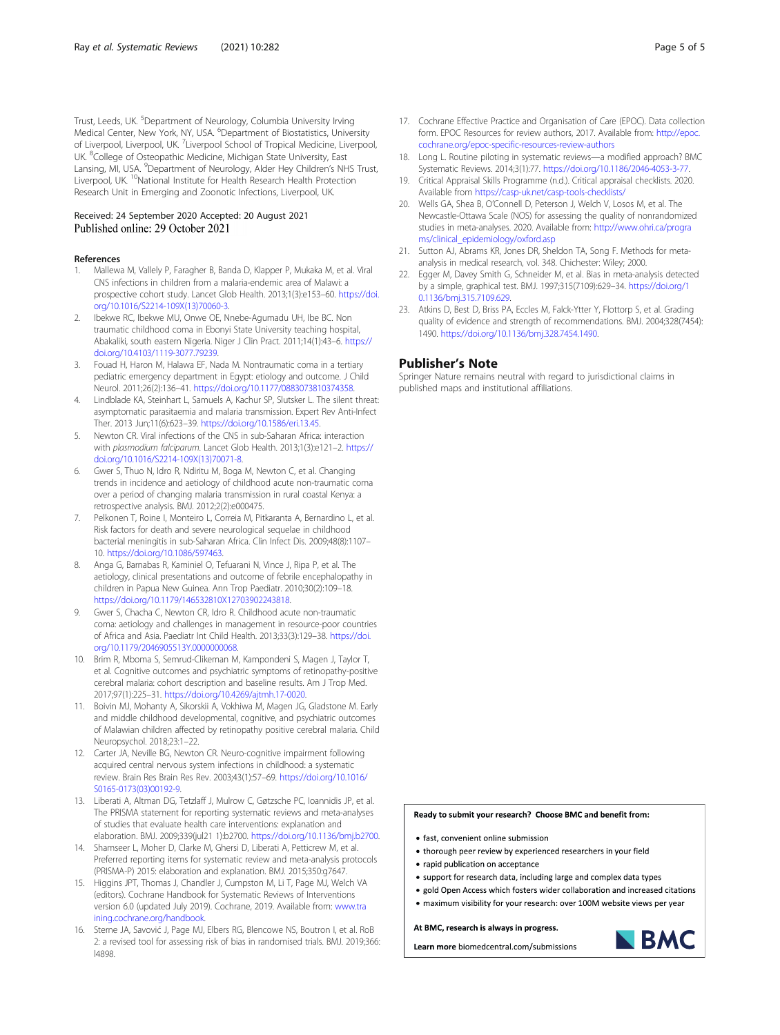Trust, Leeds, UK. [5]Department of Neurology, Columbia University Irving Medical Center, New York, NY, USA. [6]Department of Biostatistics, University of Liverpool, Liverpool, UK. [7]Liverpool School of Tropical Medicine, Liverpool, UK. [8]College of Osteopathic Medicine, Michigan State University, East Lansing, MI, USA. [9]Department of Neurology, Alder Hey Children's NHS Trust, Liverpool, UK. [10]National Institute for Health Research Health Protection Research Unit in Emerging and Zoonotic Infections, Liverpool, UK.

Received: 24 September 2020 Accepted: 20 August 2021
Published online: 29 October 2021

## References

1. Mallewa M, Vallely P, Faragher B, Banda D, Klapper P, Mukaka M, et al. Viral CNS infections in children from a malaria-endemic area of Malawi: a prospective cohort study. Lancet Glob Health. 2013;1(3):e153–60. https://doi.org/10.1016/S2214-109X(13)70060-3.
2. Ibekwe RC, Ibekwe MU, Onwe OE, Nnebe-Agumadu UH, Ibe BC. Non traumatic childhood coma in Ebonyi State University teaching hospital, Abakaliki, south eastern Nigeria. Niger J Clin Pract. 2011;14(1):43–6. https://doi.org/10.4103/1119-3077.79239.
3. Fouad H, Haron M, Halawa EF, Nada M. Nontraumatic coma in a tertiary pediatric emergency department in Egypt: etiology and outcome. J Child Neurol. 2011;26(2):136–41. https://doi.org/10.1177/0883073810374358.
4. Lindblade KA, Steinhart L, Samuels A, Kachur SP, Slutsker L. The silent threat: asymptomatic parasitaemia and malaria transmission. Expert Rev Anti-Infect Ther. 2013 Jun;11(6):623–39. https://doi.org/10.1586/eri.13.45.
5. Newton CR. Viral infections of the CNS in sub-Saharan Africa: interaction with *plasmodium falciparum*. Lancet Glob Health. 2013;1(3):e121–2. https://doi.org/10.1016/S2214-109X(13)70071-8.
6. Gwer S, Thuo N, Idro R, Ndiritu M, Boga M, Newton C, et al. Changing trends in incidence and aetiology of childhood acute non-traumatic coma over a period of changing malaria transmission in rural coastal Kenya: a retrospective analysis. BMJ. 2012;2(2):e000475.
7. Pelkonen T, Roine I, Monteiro L, Correia M, Pitkaranta A, Bernardino L, et al. Risk factors for death and severe neurological sequelae in childhood bacterial meningitis in sub-Saharan Africa. Clin Infect Dis. 2009;48(8):1107–10. https://doi.org/10.1086/597463.
8. Anga G, Barnabas R, Kaminiel O, Tefuarani N, Vince J, Ripa P, et al. The aetiology, clinical presentations and outcome of febrile encephalopathy in children in Papua New Guinea. Ann Trop Paediatr. 2010;30(2):109–18. https://doi.org/10.1179/146532810X12703902243818.
9. Gwer S, Chacha C, Newton CR, Idro R. Childhood acute non-traumatic coma: aetiology and challenges in management in resource-poor countries of Africa and Asia. Paediatr Int Child Health. 2013;33(3):129–38. https://doi.org/10.1179/2046905513Y.0000000068.
10. Brim R, Mboma S, Semrud-Clikeman M, Kampondeni S, Magen J, Taylor T, et al. Cognitive outcomes and psychiatric symptoms of retinopathy-positive cerebral malaria: cohort description and baseline results. Am J Trop Med. 2017;97(1):225–31. https://doi.org/10.4269/ajtmh.17-0020.
11. Boivin MJ, Mohanty A, Sikorskii A, Vokhiwa M, Magen JG, Gladstone M. Early and middle childhood developmental, cognitive, and psychiatric outcomes of Malawian children affected by retinopathy positive cerebral malaria. Child Neuropsychol. 2018;23:1–22.
12. Carter JA, Neville BG, Newton CR. Neuro-cognitive impairment following acquired central nervous system infections in childhood: a systematic review. Brain Res Brain Res Rev. 2003;43(1):57–69. https://doi.org/10.1016/S0165-0173(03)00192-9.
13. Liberati A, Altman DG, Tetzlaff J, Mulrow C, Gøtzsche PC, Ioannidis JP, et al. The PRISMA statement for reporting systematic reviews and meta-analyses of studies that evaluate health care interventions: explanation and elaboration. BMJ. 2009;339(jul21 1):b2700. https://doi.org/10.1136/bmj.b2700.
14. Shamseer L, Moher D, Clarke M, Ghersi D, Liberati A, Petticrew M, et al. Preferred reporting items for systematic review and meta-analysis protocols (PRISMA-P) 2015: elaboration and explanation. BMJ. 2015;350:g7647.
15. Higgins JPT, Thomas J, Chandler J, Cumpston M, Li T, Page MJ, Welch VA (editors). Cochrane Handbook for Systematic Reviews of Interventions version 6.0 (updated July 2019). Cochrane, 2019. Available from: www.training.cochrane.org/handbook.
16. Sterne JA, Savović J, Page MJ, Elbers RG, Blencowe NS, Boutron I, et al. RoB 2: a revised tool for assessing risk of bias in randomised trials. BMJ. 2019;366:l4898.
17. Cochrane Effective Practice and Organisation of Care (EPOC). Data collection form. EPOC Resources for review authors, 2017. Available from: http://epoc.cochrane.org/epoc-specific-resources-review-authors
18. Long L. Routine piloting in systematic reviews—a modified approach? BMC Systematic Reviews. 2014;3(1):77. https://doi.org/10.1186/2046-4053-3-77.
19. Critical Appraisal Skills Programme (n.d.). Critical appraisal checklists. 2020. Available from https://casp-uk.net/casp-tools-checklists/
20. Wells GA, Shea B, O'Connell D, Peterson J, Welch V, Losos M, et al. The Newcastle-Ottawa Scale (NOS) for assessing the quality of nonrandomized studies in meta-analyses. 2020. Available from: http://www.ohri.ca/programs/clinical_epidemiology/oxford.asp
21. Sutton AJ, Abrams KR, Jones DR, Sheldon TA, Song F. Methods for meta-analysis in medical research, vol. 348. Chichester: Wiley; 2000.
22. Egger M, Davey Smith G, Schneider M, et al. Bias in meta-analysis detected by a simple, graphical test. BMJ. 1997;315(7109):629–34. https://doi.org/10.1136/bmj.315.7109.629.
23. Atkins D, Best D, Briss PA, Eccles M, Falck-Ytter Y, Flottorp S, et al. Grading quality of evidence and strength of recommendations. BMJ. 2004;328(7454):1490. https://doi.org/10.1136/bmj.328.7454.1490.

## Publisher's Note

Springer Nature remains neutral with regard to jurisdictional claims in published maps and institutional affiliations.

**Ready to submit your research? Choose BMC and benefit from:**

- fast, convenient online submission
- thorough peer review by experienced researchers in your field
- rapid publication on acceptance
- support for research data, including large and complex data types
- gold Open Access which fosters wider collaboration and increased citations
- maximum visibility for your research: over 100M website views per year

**At BMC, research is always in progress.**

**Learn more** biomedcentral.com/submissions

BMC